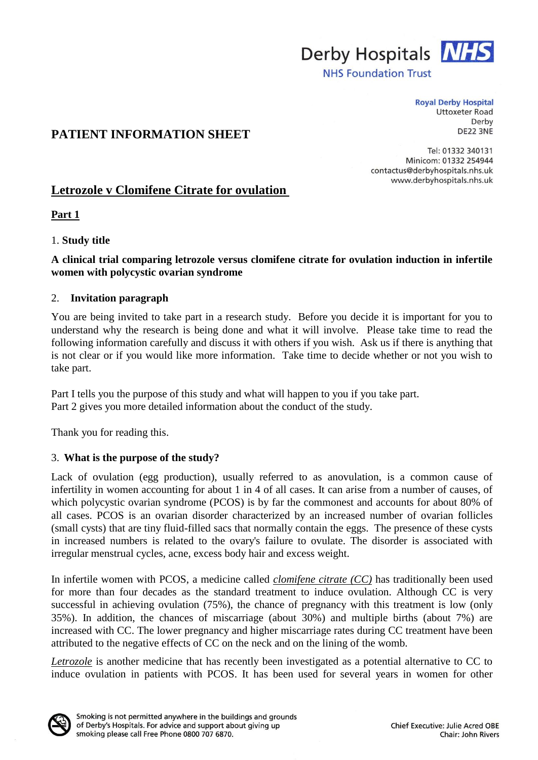Derby Hospitals NHS Foundation Trust

**Royal Derby Hospital**
Uttoxeter Road
Derby
DE22 3NE

Tel: 01332 340131
Minicom: 01332 254944
contactus@derbyhospitals.nhs.uk
www.derbyhospitals.nhs.uk

# PATIENT INFORMATION SHEET

## Letrozole v Clomifene Citrate for ovulation

### Part 1

1. **Study title**

**A clinical trial comparing letrozole versus clomifene citrate for ovulation induction in infertile women with polycystic ovarian syndrome**

2. **Invitation paragraph**

You are being invited to take part in a research study. Before you decide it is important for you to understand why the research is being done and what it will involve. Please take time to read the following information carefully and discuss it with others if you wish. Ask us if there is anything that is not clear or if you would like more information. Take time to decide whether or not you wish to take part.

Part I tells you the purpose of this study and what will happen to you if you take part.
Part 2 gives you more detailed information about the conduct of the study.

Thank you for reading this.

3. **What is the purpose of the study?**

Lack of ovulation (egg production), usually referred to as anovulation, is a common cause of infertility in women accounting for about 1 in 4 of all cases. It can arise from a number of causes, of which polycystic ovarian syndrome (PCOS) is by far the commonest and accounts for about 80% of all cases. PCOS is an ovarian disorder characterized by an increased number of ovarian follicles (small cysts) that are tiny fluid-filled sacs that normally contain the eggs. The presence of these cysts in increased numbers is related to the ovary's failure to ovulate. The disorder is associated with irregular menstrual cycles, acne, excess body hair and excess weight.

In infertile women with PCOS, a medicine called *clomifene citrate (CC)* has traditionally been used for more than four decades as the standard treatment to induce ovulation. Although CC is very successful in achieving ovulation (75%), the chance of pregnancy with this treatment is low (only 35%). In addition, the chances of miscarriage (about 30%) and multiple births (about 7%) are increased with CC. The lower pregnancy and higher miscarriage rates during CC treatment have been attributed to the negative effects of CC on the neck and on the lining of the womb.

*Letrozole* is another medicine that has recently been investigated as a potential alternative to CC to induce ovulation in patients with PCOS. It has been used for several years in women for other

Smoking is not permitted anywhere in the buildings and grounds of Derby's Hospitals. For advice and support about giving up smoking please call Free Phone 0800 707 6870.

Chief Executive: Julie Acred OBE
Chair: John Rivers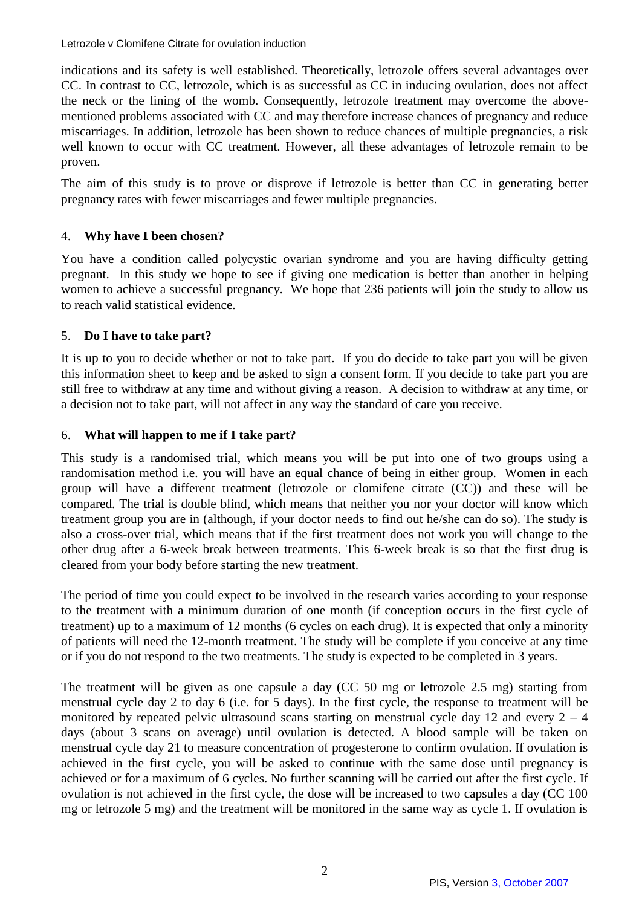indications and its safety is well established. Theoretically, letrozole offers several advantages over CC. In contrast to CC, letrozole, which is as successful as CC in inducing ovulation, does not affect the neck or the lining of the womb. Consequently, letrozole treatment may overcome the above-mentioned problems associated with CC and may therefore increase chances of pregnancy and reduce miscarriages. In addition, letrozole has been shown to reduce chances of multiple pregnancies, a risk well known to occur with CC treatment. However, all these advantages of letrozole remain to be proven.

The aim of this study is to prove or disprove if letrozole is better than CC in generating better pregnancy rates with fewer miscarriages and fewer multiple pregnancies.

## 4. **Why have I been chosen?**

You have a condition called polycystic ovarian syndrome and you are having difficulty getting pregnant. In this study we hope to see if giving one medication is better than another in helping women to achieve a successful pregnancy. We hope that 236 patients will join the study to allow us to reach valid statistical evidence.

## 5. **Do I have to take part?**

It is up to you to decide whether or not to take part. If you do decide to take part you will be given this information sheet to keep and be asked to sign a consent form. If you decide to take part you are still free to withdraw at any time and without giving a reason. A decision to withdraw at any time, or a decision not to take part, will not affect in any way the standard of care you receive.

## 6. **What will happen to me if I take part?**

This study is a randomised trial, which means you will be put into one of two groups using a randomisation method i.e. you will have an equal chance of being in either group. Women in each group will have a different treatment (letrozole or clomifene citrate (CC)) and these will be compared. The trial is double blind, which means that neither you nor your doctor will know which treatment group you are in (although, if your doctor needs to find out he/she can do so). The study is also a cross-over trial, which means that if the first treatment does not work you will change to the other drug after a 6-week break between treatments. This 6-week break is so that the first drug is cleared from your body before starting the new treatment.

The period of time you could expect to be involved in the research varies according to your response to the treatment with a minimum duration of one month (if conception occurs in the first cycle of treatment) up to a maximum of 12 months (6 cycles on each drug). It is expected that only a minority of patients will need the 12-month treatment. The study will be complete if you conceive at any time or if you do not respond to the two treatments. The study is expected to be completed in 3 years.

The treatment will be given as one capsule a day (CC 50 mg or letrozole 2.5 mg) starting from menstrual cycle day 2 to day 6 (i.e. for 5 days). In the first cycle, the response to treatment will be monitored by repeated pelvic ultrasound scans starting on menstrual cycle day 12 and every 2 – 4 days (about 3 scans on average) until ovulation is detected. A blood sample will be taken on menstrual cycle day 21 to measure concentration of progesterone to confirm ovulation. If ovulation is achieved in the first cycle, you will be asked to continue with the same dose until pregnancy is achieved or for a maximum of 6 cycles. No further scanning will be carried out after the first cycle. If ovulation is not achieved in the first cycle, the dose will be increased to two capsules a day (CC 100 mg or letrozole 5 mg) and the treatment will be monitored in the same way as cycle 1. If ovulation is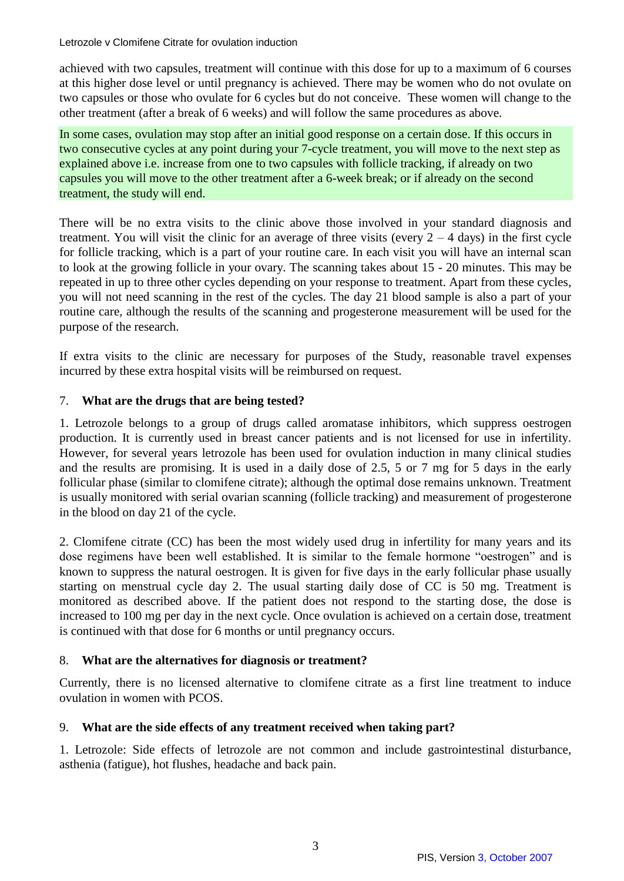achieved with two capsules, treatment will continue with this dose for up to a maximum of 6 courses at this higher dose level or until pregnancy is achieved. There may be women who do not ovulate on two capsules or those who ovulate for 6 cycles but do not conceive. These women will change to the other treatment (after a break of 6 weeks) and will follow the same procedures as above.

In some cases, ovulation may stop after an initial good response on a certain dose. If this occurs in two consecutive cycles at any point during your 7-cycle treatment, you will move to the next step as explained above i.e. increase from one to two capsules with follicle tracking, if already on two capsules you will move to the other treatment after a 6-week break; or if already on the second treatment, the study will end.

There will be no extra visits to the clinic above those involved in your standard diagnosis and treatment. You will visit the clinic for an average of three visits (every 2 – 4 days) in the first cycle for follicle tracking, which is a part of your routine care. In each visit you will have an internal scan to look at the growing follicle in your ovary. The scanning takes about 15 - 20 minutes. This may be repeated in up to three other cycles depending on your response to treatment. Apart from these cycles, you will not need scanning in the rest of the cycles. The day 21 blood sample is also a part of your routine care, although the results of the scanning and progesterone measurement will be used for the purpose of the research.

If extra visits to the clinic are necessary for purposes of the Study, reasonable travel expenses incurred by these extra hospital visits will be reimbursed on request.

## 7. What are the drugs that are being tested?

1. Letrozole belongs to a group of drugs called aromatase inhibitors, which suppress oestrogen production. It is currently used in breast cancer patients and is not licensed for use in infertility. However, for several years letrozole has been used for ovulation induction in many clinical studies and the results are promising. It is used in a daily dose of 2.5, 5 or 7 mg for 5 days in the early follicular phase (similar to clomifene citrate); although the optimal dose remains unknown. Treatment is usually monitored with serial ovarian scanning (follicle tracking) and measurement of progesterone in the blood on day 21 of the cycle.

2. Clomifene citrate (CC) has been the most widely used drug in infertility for many years and its dose regimens have been well established. It is similar to the female hormone "oestrogen" and is known to suppress the natural oestrogen. It is given for five days in the early follicular phase usually starting on menstrual cycle day 2. The usual starting daily dose of CC is 50 mg. Treatment is monitored as described above. If the patient does not respond to the starting dose, the dose is increased to 100 mg per day in the next cycle. Once ovulation is achieved on a certain dose, treatment is continued with that dose for 6 months or until pregnancy occurs.

## 8. What are the alternatives for diagnosis or treatment?

Currently, there is no licensed alternative to clomifene citrate as a first line treatment to induce ovulation in women with PCOS.

## 9. What are the side effects of any treatment received when taking part?

1. Letrozole: Side effects of letrozole are not common and include gastrointestinal disturbance, asthenia (fatigue), hot flushes, headache and back pain.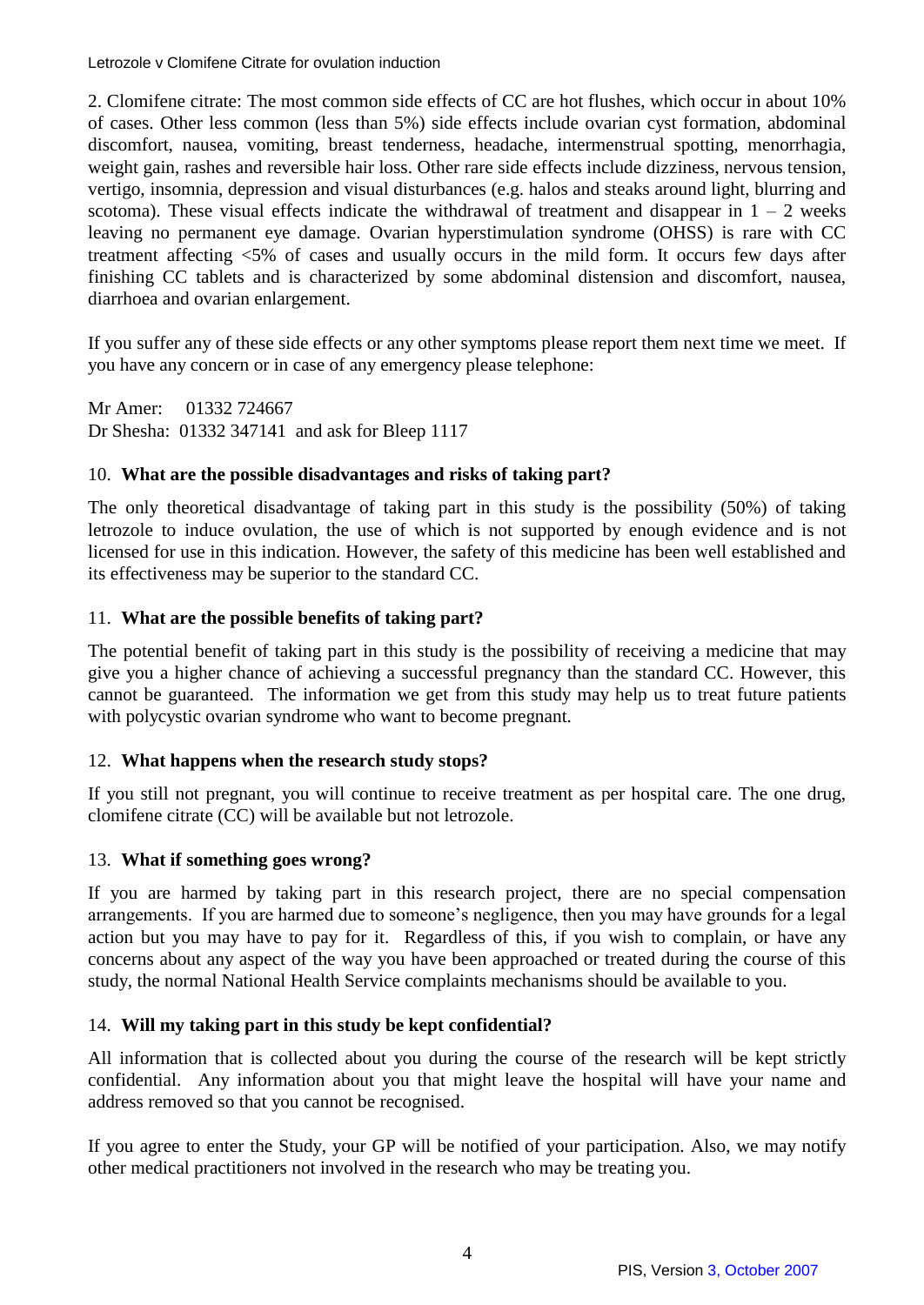2. Clomifene citrate: The most common side effects of CC are hot flushes, which occur in about 10% of cases. Other less common (less than 5%) side effects include ovarian cyst formation, abdominal discomfort, nausea, vomiting, breast tenderness, headache, intermenstrual spotting, menorrhagia, weight gain, rashes and reversible hair loss. Other rare side effects include dizziness, nervous tension, vertigo, insomnia, depression and visual disturbances (e.g. halos and steaks around light, blurring and scotoma). These visual effects indicate the withdrawal of treatment and disappear in 1 – 2 weeks leaving no permanent eye damage. Ovarian hyperstimulation syndrome (OHSS) is rare with CC treatment affecting <5% of cases and usually occurs in the mild form. It occurs few days after finishing CC tablets and is characterized by some abdominal distension and discomfort, nausea, diarrhoea and ovarian enlargement.

If you suffer any of these side effects or any other symptoms please report them next time we meet. If you have any concern or in case of any emergency please telephone:

Mr Amer: 01332 724667
Dr Shesha: 01332 347141 and ask for Bleep 1117

10. **What are the possible disadvantages and risks of taking part?**

The only theoretical disadvantage of taking part in this study is the possibility (50%) of taking letrozole to induce ovulation, the use of which is not supported by enough evidence and is not licensed for use in this indication. However, the safety of this medicine has been well established and its effectiveness may be superior to the standard CC.

11. **What are the possible benefits of taking part?**

The potential benefit of taking part in this study is the possibility of receiving a medicine that may give you a higher chance of achieving a successful pregnancy than the standard CC. However, this cannot be guaranteed. The information we get from this study may help us to treat future patients with polycystic ovarian syndrome who want to become pregnant.

12. **What happens when the research study stops?**

If you still not pregnant, you will continue to receive treatment as per hospital care. The one drug, clomifene citrate (CC) will be available but not letrozole.

13. **What if something goes wrong?**

If you are harmed by taking part in this research project, there are no special compensation arrangements. If you are harmed due to someone's negligence, then you may have grounds for a legal action but you may have to pay for it. Regardless of this, if you wish to complain, or have any concerns about any aspect of the way you have been approached or treated during the course of this study, the normal National Health Service complaints mechanisms should be available to you.

14. **Will my taking part in this study be kept confidential?**

All information that is collected about you during the course of the research will be kept strictly confidential. Any information about you that might leave the hospital will have your name and address removed so that you cannot be recognised.

If you agree to enter the Study, your GP will be notified of your participation. Also, we may notify other medical practitioners not involved in the research who may be treating you.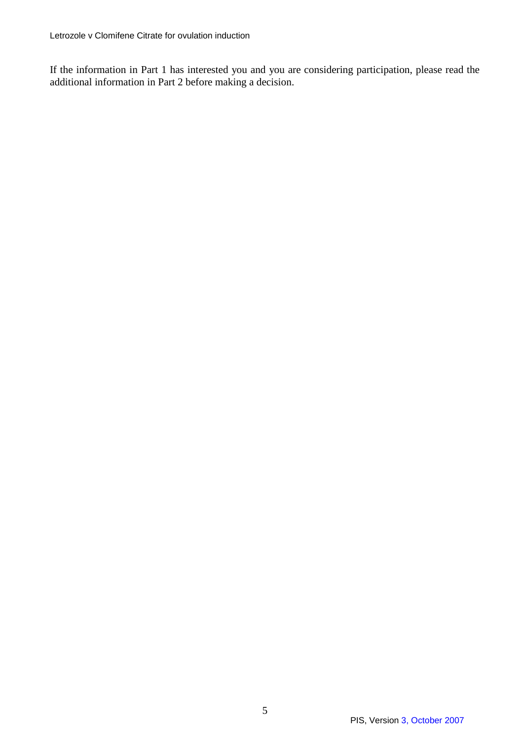If the information in Part 1 has interested you and you are considering participation, please read the additional information in Part 2 before making a decision.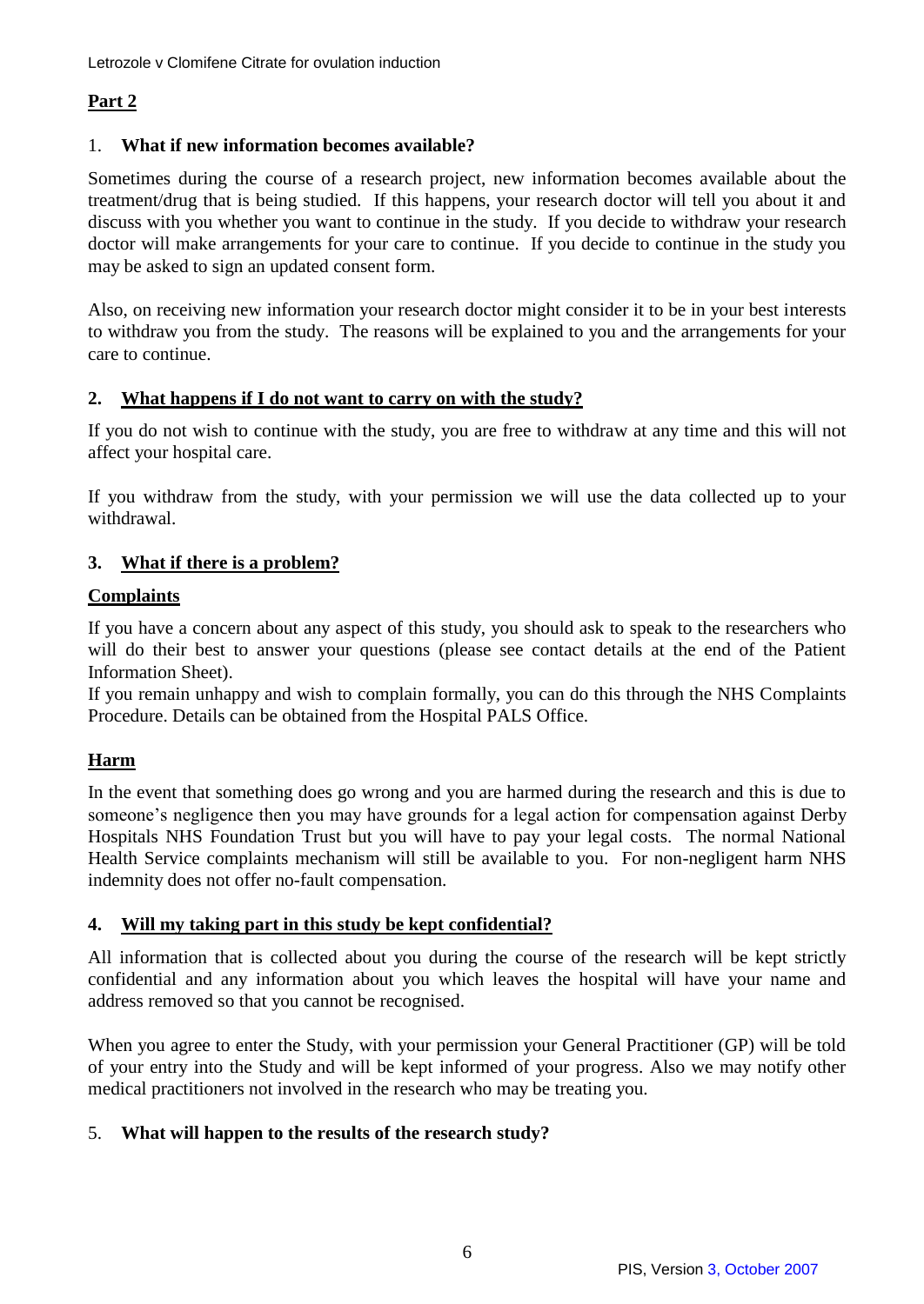## Part 2

1. **What if new information becomes available?**

Sometimes during the course of a research project, new information becomes available about the treatment/drug that is being studied. If this happens, your research doctor will tell you about it and discuss with you whether you want to continue in the study. If you decide to withdraw your research doctor will make arrangements for your care to continue. If you decide to continue in the study you may be asked to sign an updated consent form.

Also, on receiving new information your research doctor might consider it to be in your best interests to withdraw you from the study. The reasons will be explained to you and the arrangements for your care to continue.

2. **What happens if I do not want to carry on with the study?**

If you do not wish to continue with the study, you are free to withdraw at any time and this will not affect your hospital care.

If you withdraw from the study, with your permission we will use the data collected up to your withdrawal.

3. **What if there is a problem?**

### Complaints

If you have a concern about any aspect of this study, you should ask to speak to the researchers who will do their best to answer your questions (please see contact details at the end of the Patient Information Sheet).
If you remain unhappy and wish to complain formally, you can do this through the NHS Complaints Procedure. Details can be obtained from the Hospital PALS Office.

### Harm

In the event that something does go wrong and you are harmed during the research and this is due to someone's negligence then you may have grounds for a legal action for compensation against Derby Hospitals NHS Foundation Trust but you will have to pay your legal costs. The normal National Health Service complaints mechanism will still be available to you. For non-negligent harm NHS indemnity does not offer no-fault compensation.

4. **Will my taking part in this study be kept confidential?**

All information that is collected about you during the course of the research will be kept strictly confidential and any information about you which leaves the hospital will have your name and address removed so that you cannot be recognised.

When you agree to enter the Study, with your permission your General Practitioner (GP) will be told of your entry into the Study and will be kept informed of your progress. Also we may notify other medical practitioners not involved in the research who may be treating you.

5. **What will happen to the results of the research study?**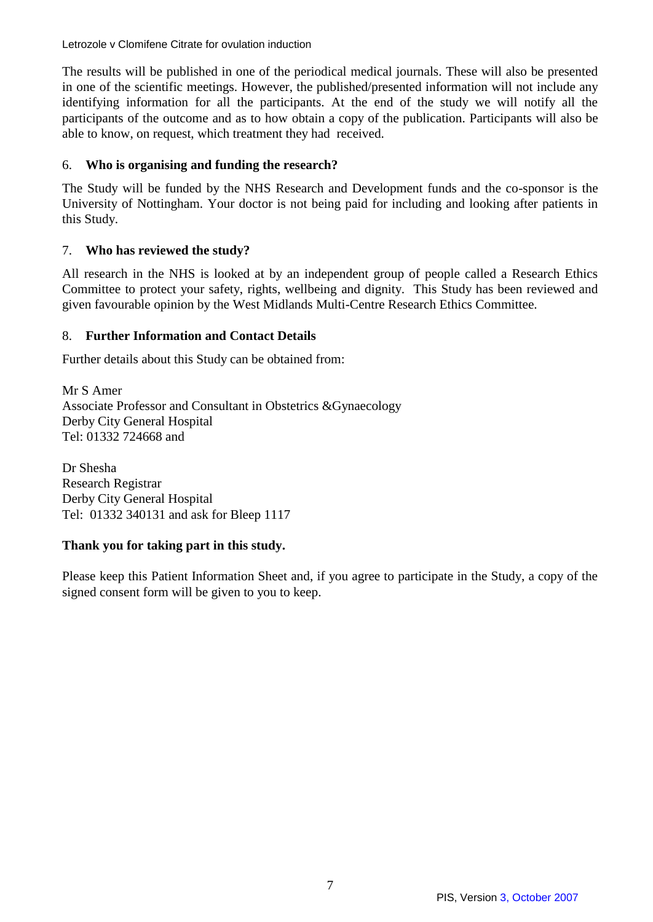The results will be published in one of the periodical medical journals. These will also be presented in one of the scientific meetings. However, the published/presented information will not include any identifying information for all the participants. At the end of the study we will notify all the participants of the outcome and as to how obtain a copy of the publication. Participants will also be able to know, on request, which treatment they had received.

## 6. Who is organising and funding the research?

The Study will be funded by the NHS Research and Development funds and the co-sponsor is the University of Nottingham. Your doctor is not being paid for including and looking after patients in this Study.

## 7. Who has reviewed the study?

All research in the NHS is looked at by an independent group of people called a Research Ethics Committee to protect your safety, rights, wellbeing and dignity. This Study has been reviewed and given favourable opinion by the West Midlands Multi-Centre Research Ethics Committee.

## 8. Further Information and Contact Details

Further details about this Study can be obtained from:

Mr S Amer
Associate Professor and Consultant in Obstetrics &Gynaecology
Derby City General Hospital
Tel: 01332 724668 and

Dr Shesha
Research Registrar
Derby City General Hospital
Tel: 01332 340131 and ask for Bleep 1117

**Thank you for taking part in this study.**

Please keep this Patient Information Sheet and, if you agree to participate in the Study, a copy of the signed consent form will be given to you to keep.